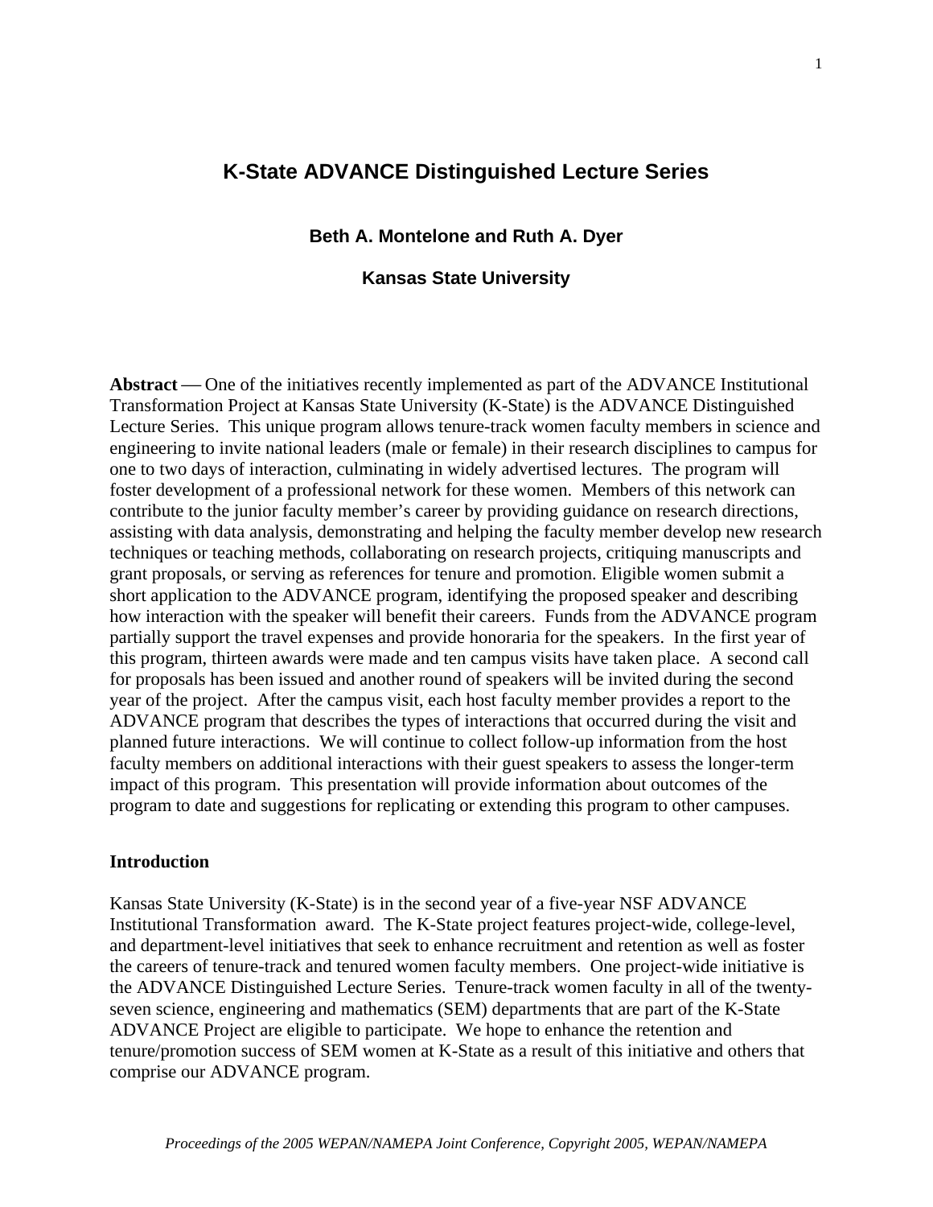# K-State ADVANCE Distinguished Lecture Series

**Beth A. Montelone and Ruth A. Dyer**

**Kansas State University**

**Abstract** — One of the initiatives recently implemented as part of the ADVANCE Institutional Transformation Project at Kansas State University (K-State) is the ADVANCE Distinguished Lecture Series. This unique program allows tenure-track women faculty members in science and engineering to invite national leaders (male or female) in their research disciplines to campus for one to two days of interaction, culminating in widely advertised lectures. The program will foster development of a professional network for these women. Members of this network can contribute to the junior faculty member's career by providing guidance on research directions, assisting with data analysis, demonstrating and helping the faculty member develop new research techniques or teaching methods, collaborating on research projects, critiquing manuscripts and grant proposals, or serving as references for tenure and promotion. Eligible women submit a short application to the ADVANCE program, identifying the proposed speaker and describing how interaction with the speaker will benefit their careers. Funds from the ADVANCE program partially support the travel expenses and provide honoraria for the speakers. In the first year of this program, thirteen awards were made and ten campus visits have taken place. A second call for proposals has been issued and another round of speakers will be invited during the second year of the project. After the campus visit, each host faculty member provides a report to the ADVANCE program that describes the types of interactions that occurred during the visit and planned future interactions. We will continue to collect follow-up information from the host faculty members on additional interactions with their guest speakers to assess the longer-term impact of this program. This presentation will provide information about outcomes of the program to date and suggestions for replicating or extending this program to other campuses.

## Introduction

Kansas State University (K-State) is in the second year of a five-year NSF ADVANCE Institutional Transformation award. The K-State project features project-wide, college-level, and department-level initiatives that seek to enhance recruitment and retention as well as foster the careers of tenure-track and tenured women faculty members. One project-wide initiative is the ADVANCE Distinguished Lecture Series. Tenure-track women faculty in all of the twenty-seven science, engineering and mathematics (SEM) departments that are part of the K-State ADVANCE Project are eligible to participate. We hope to enhance the retention and tenure/promotion success of SEM women at K-State as a result of this initiative and others that comprise our ADVANCE program.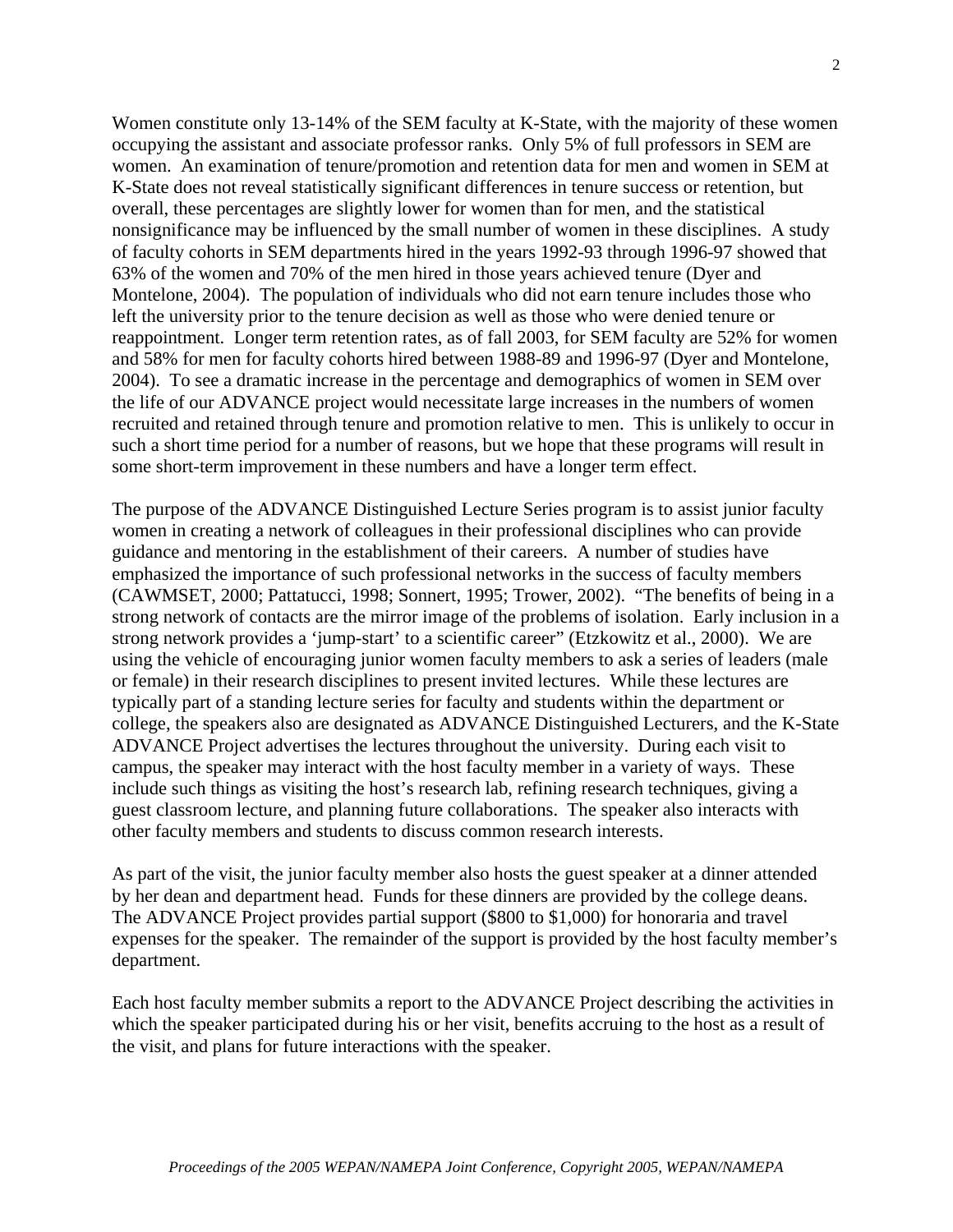Women constitute only 13-14% of the SEM faculty at K-State, with the majority of these women occupying the assistant and associate professor ranks. Only 5% of full professors in SEM are women. An examination of tenure/promotion and retention data for men and women in SEM at K-State does not reveal statistically significant differences in tenure success or retention, but overall, these percentages are slightly lower for women than for men, and the statistical nonsignificance may be influenced by the small number of women in these disciplines. A study of faculty cohorts in SEM departments hired in the years 1992-93 through 1996-97 showed that 63% of the women and 70% of the men hired in those years achieved tenure (Dyer and Montelone, 2004). The population of individuals who did not earn tenure includes those who left the university prior to the tenure decision as well as those who were denied tenure or reappointment. Longer term retention rates, as of fall 2003, for SEM faculty are 52% for women and 58% for men for faculty cohorts hired between 1988-89 and 1996-97 (Dyer and Montelone, 2004). To see a dramatic increase in the percentage and demographics of women in SEM over the life of our ADVANCE project would necessitate large increases in the numbers of women recruited and retained through tenure and promotion relative to men. This is unlikely to occur in such a short time period for a number of reasons, but we hope that these programs will result in some short-term improvement in these numbers and have a longer term effect.

The purpose of the ADVANCE Distinguished Lecture Series program is to assist junior faculty women in creating a network of colleagues in their professional disciplines who can provide guidance and mentoring in the establishment of their careers. A number of studies have emphasized the importance of such professional networks in the success of faculty members (CAWMSET, 2000; Pattatucci, 1998; Sonnert, 1995; Trower, 2002). "The benefits of being in a strong network of contacts are the mirror image of the problems of isolation. Early inclusion in a strong network provides a 'jump-start' to a scientific career" (Etzkowitz et al., 2000). We are using the vehicle of encouraging junior women faculty members to ask a series of leaders (male or female) in their research disciplines to present invited lectures. While these lectures are typically part of a standing lecture series for faculty and students within the department or college, the speakers also are designated as ADVANCE Distinguished Lecturers, and the K-State ADVANCE Project advertises the lectures throughout the university. During each visit to campus, the speaker may interact with the host faculty member in a variety of ways. These include such things as visiting the host's research lab, refining research techniques, giving a guest classroom lecture, and planning future collaborations. The speaker also interacts with other faculty members and students to discuss common research interests.

As part of the visit, the junior faculty member also hosts the guest speaker at a dinner attended by her dean and department head. Funds for these dinners are provided by the college deans. The ADVANCE Project provides partial support ($800 to $1,000) for honoraria and travel expenses for the speaker. The remainder of the support is provided by the host faculty member's department.

Each host faculty member submits a report to the ADVANCE Project describing the activities in which the speaker participated during his or her visit, benefits accruing to the host as a result of the visit, and plans for future interactions with the speaker.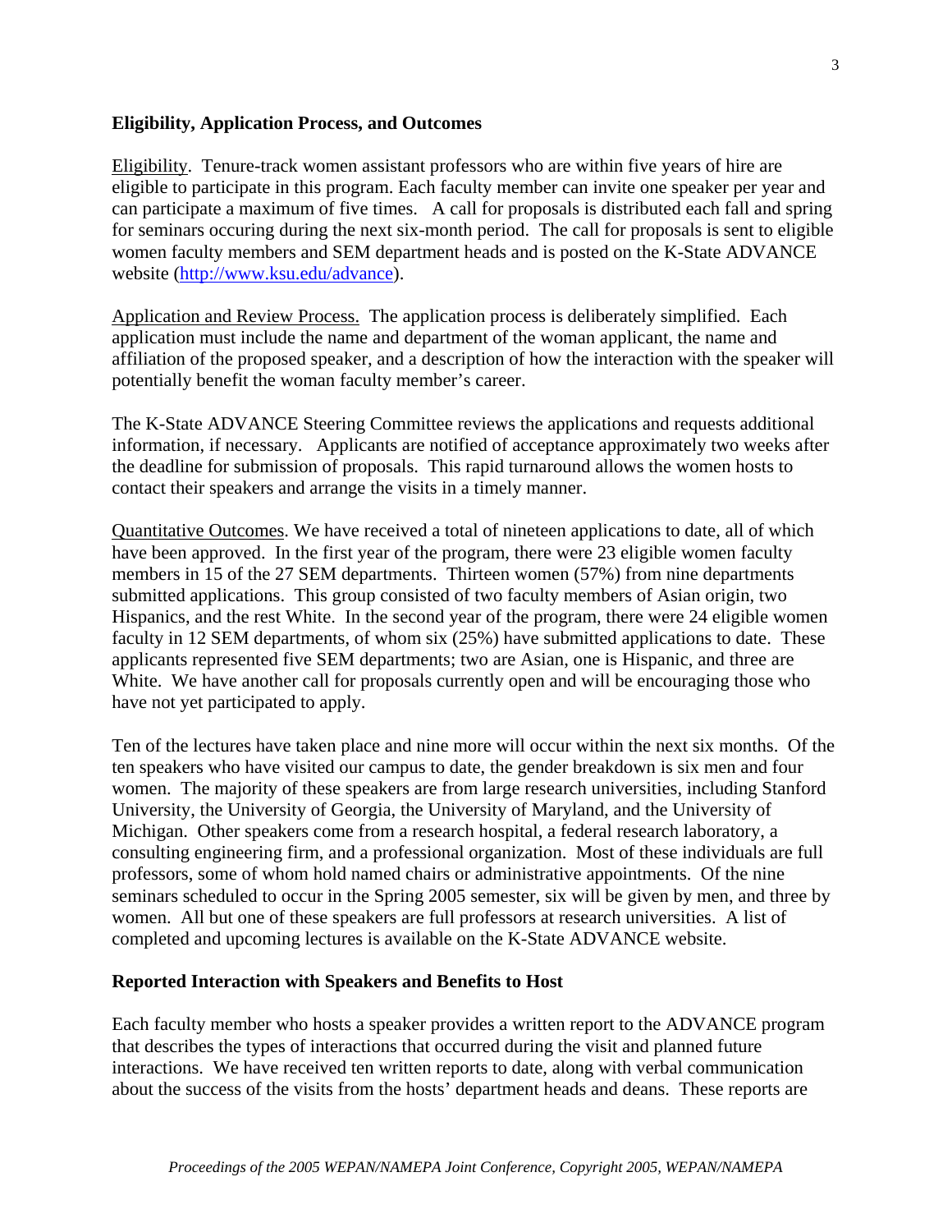### Eligibility, Application Process, and Outcomes

Eligibility. Tenure-track women assistant professors who are within five years of hire are eligible to participate in this program. Each faculty member can invite one speaker per year and can participate a maximum of five times. A call for proposals is distributed each fall and spring for seminars occuring during the next six-month period. The call for proposals is sent to eligible women faculty members and SEM department heads and is posted on the K-State ADVANCE website (http://www.ksu.edu/advance).

Application and Review Process. The application process is deliberately simplified. Each application must include the name and department of the woman applicant, the name and affiliation of the proposed speaker, and a description of how the interaction with the speaker will potentially benefit the woman faculty member's career.

The K-State ADVANCE Steering Committee reviews the applications and requests additional information, if necessary. Applicants are notified of acceptance approximately two weeks after the deadline for submission of proposals. This rapid turnaround allows the women hosts to contact their speakers and arrange the visits in a timely manner.

Quantitative Outcomes. We have received a total of nineteen applications to date, all of which have been approved. In the first year of the program, there were 23 eligible women faculty members in 15 of the 27 SEM departments. Thirteen women (57%) from nine departments submitted applications. This group consisted of two faculty members of Asian origin, two Hispanics, and the rest White. In the second year of the program, there were 24 eligible women faculty in 12 SEM departments, of whom six (25%) have submitted applications to date. These applicants represented five SEM departments; two are Asian, one is Hispanic, and three are White. We have another call for proposals currently open and will be encouraging those who have not yet participated to apply.

Ten of the lectures have taken place and nine more will occur within the next six months. Of the ten speakers who have visited our campus to date, the gender breakdown is six men and four women. The majority of these speakers are from large research universities, including Stanford University, the University of Georgia, the University of Maryland, and the University of Michigan. Other speakers come from a research hospital, a federal research laboratory, a consulting engineering firm, and a professional organization. Most of these individuals are full professors, some of whom hold named chairs or administrative appointments. Of the nine seminars scheduled to occur in the Spring 2005 semester, six will be given by men, and three by women. All but one of these speakers are full professors at research universities. A list of completed and upcoming lectures is available on the K-State ADVANCE website.

### Reported Interaction with Speakers and Benefits to Host

Each faculty member who hosts a speaker provides a written report to the ADVANCE program that describes the types of interactions that occurred during the visit and planned future interactions. We have received ten written reports to date, along with verbal communication about the success of the visits from the hosts' department heads and deans. These reports are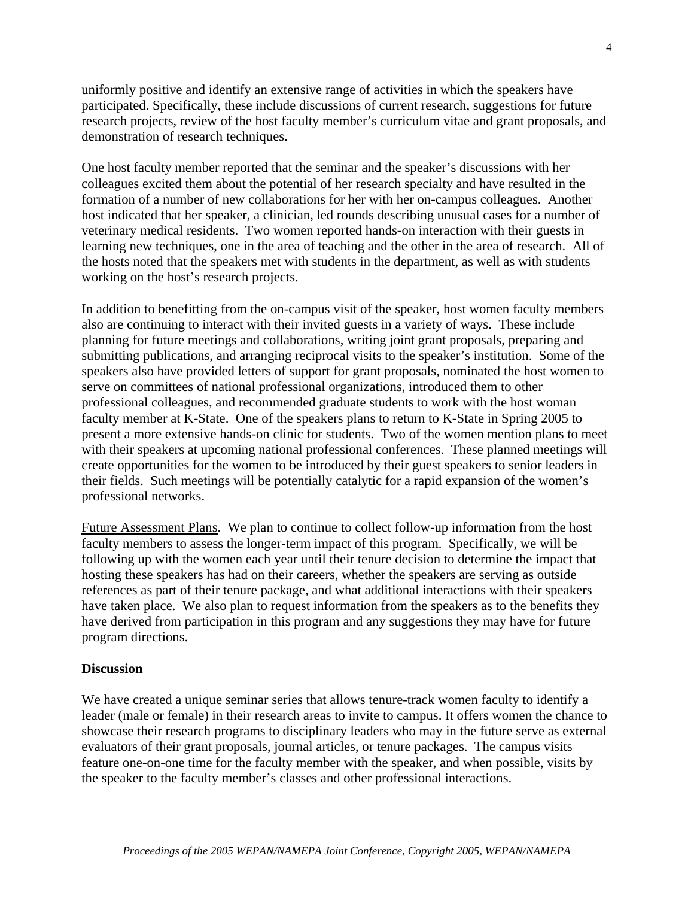uniformly positive and identify an extensive range of activities in which the speakers have participated. Specifically, these include discussions of current research, suggestions for future research projects, review of the host faculty member's curriculum vitae and grant proposals, and demonstration of research techniques.

One host faculty member reported that the seminar and the speaker's discussions with her colleagues excited them about the potential of her research specialty and have resulted in the formation of a number of new collaborations for her with her on-campus colleagues. Another host indicated that her speaker, a clinician, led rounds describing unusual cases for a number of veterinary medical residents. Two women reported hands-on interaction with their guests in learning new techniques, one in the area of teaching and the other in the area of research. All of the hosts noted that the speakers met with students in the department, as well as with students working on the host's research projects.

In addition to benefitting from the on-campus visit of the speaker, host women faculty members also are continuing to interact with their invited guests in a variety of ways. These include planning for future meetings and collaborations, writing joint grant proposals, preparing and submitting publications, and arranging reciprocal visits to the speaker's institution. Some of the speakers also have provided letters of support for grant proposals, nominated the host women to serve on committees of national professional organizations, introduced them to other professional colleagues, and recommended graduate students to work with the host woman faculty member at K-State. One of the speakers plans to return to K-State in Spring 2005 to present a more extensive hands-on clinic for students. Two of the women mention plans to meet with their speakers at upcoming national professional conferences. These planned meetings will create opportunities for the women to be introduced by their guest speakers to senior leaders in their fields. Such meetings will be potentially catalytic for a rapid expansion of the women's professional networks.

Future Assessment Plans. We plan to continue to collect follow-up information from the host faculty members to assess the longer-term impact of this program. Specifically, we will be following up with the women each year until their tenure decision to determine the impact that hosting these speakers has had on their careers, whether the speakers are serving as outside references as part of their tenure package, and what additional interactions with their speakers have taken place. We also plan to request information from the speakers as to the benefits they have derived from participation in this program and any suggestions they may have for future program directions.

## Discussion

We have created a unique seminar series that allows tenure-track women faculty to identify a leader (male or female) in their research areas to invite to campus. It offers women the chance to showcase their research programs to disciplinary leaders who may in the future serve as external evaluators of their grant proposals, journal articles, or tenure packages. The campus visits feature one-on-one time for the faculty member with the speaker, and when possible, visits by the speaker to the faculty member's classes and other professional interactions.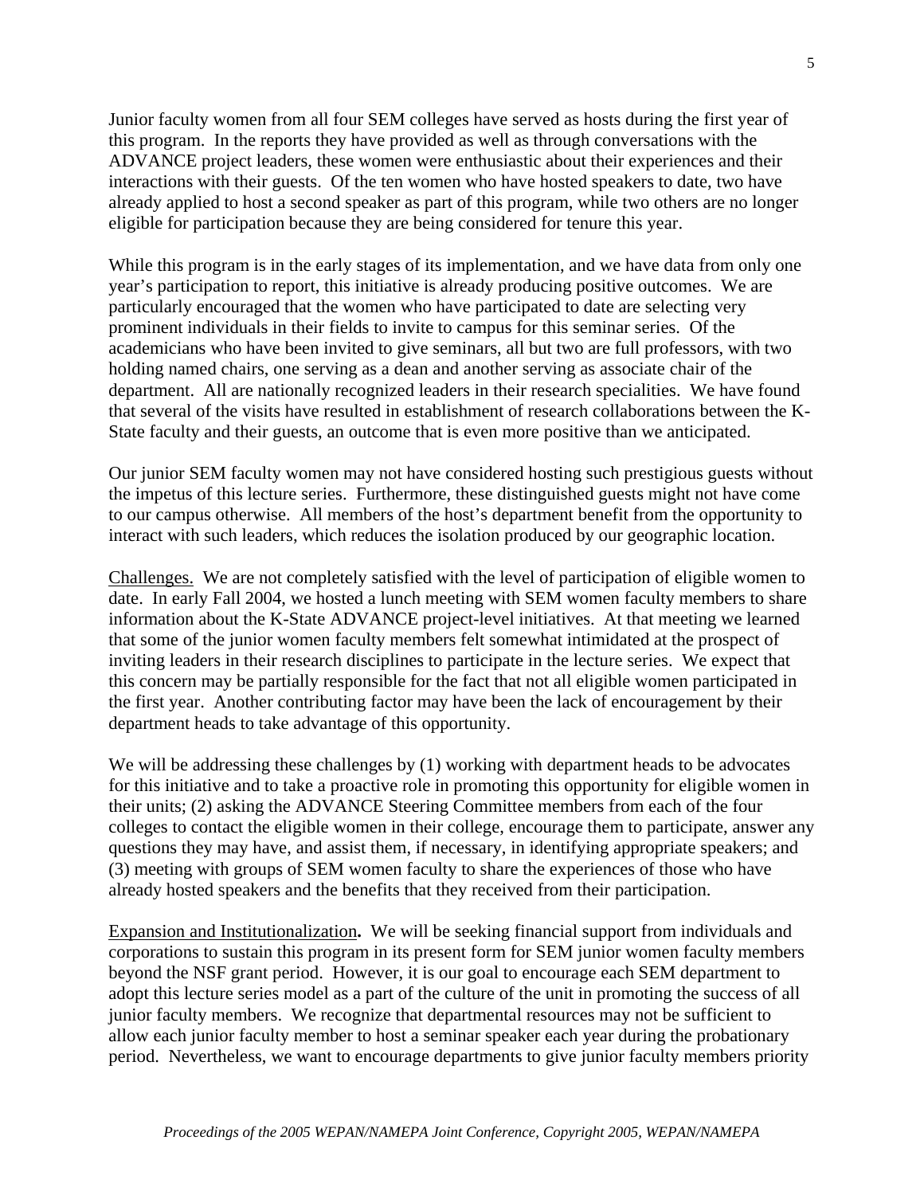Junior faculty women from all four SEM colleges have served as hosts during the first year of this program. In the reports they have provided as well as through conversations with the ADVANCE project leaders, these women were enthusiastic about their experiences and their interactions with their guests. Of the ten women who have hosted speakers to date, two have already applied to host a second speaker as part of this program, while two others are no longer eligible for participation because they are being considered for tenure this year.

While this program is in the early stages of its implementation, and we have data from only one year's participation to report, this initiative is already producing positive outcomes. We are particularly encouraged that the women who have participated to date are selecting very prominent individuals in their fields to invite to campus for this seminar series. Of the academicians who have been invited to give seminars, all but two are full professors, with two holding named chairs, one serving as a dean and another serving as associate chair of the department. All are nationally recognized leaders in their research specialities. We have found that several of the visits have resulted in establishment of research collaborations between the K-State faculty and their guests, an outcome that is even more positive than we anticipated.

Our junior SEM faculty women may not have considered hosting such prestigious guests without the impetus of this lecture series. Furthermore, these distinguished guests might not have come to our campus otherwise. All members of the host's department benefit from the opportunity to interact with such leaders, which reduces the isolation produced by our geographic location.

Challenges. We are not completely satisfied with the level of participation of eligible women to date. In early Fall 2004, we hosted a lunch meeting with SEM women faculty members to share information about the K-State ADVANCE project-level initiatives. At that meeting we learned that some of the junior women faculty members felt somewhat intimidated at the prospect of inviting leaders in their research disciplines to participate in the lecture series. We expect that this concern may be partially responsible for the fact that not all eligible women participated in the first year. Another contributing factor may have been the lack of encouragement by their department heads to take advantage of this opportunity.

We will be addressing these challenges by (1) working with department heads to be advocates for this initiative and to take a proactive role in promoting this opportunity for eligible women in their units; (2) asking the ADVANCE Steering Committee members from each of the four colleges to contact the eligible women in their college, encourage them to participate, answer any questions they may have, and assist them, if necessary, in identifying appropriate speakers; and (3) meeting with groups of SEM women faculty to share the experiences of those who have already hosted speakers and the benefits that they received from their participation.

Expansion and Institutionalization**.** We will be seeking financial support from individuals and corporations to sustain this program in its present form for SEM junior women faculty members beyond the NSF grant period. However, it is our goal to encourage each SEM department to adopt this lecture series model as a part of the culture of the unit in promoting the success of all junior faculty members. We recognize that departmental resources may not be sufficient to allow each junior faculty member to host a seminar speaker each year during the probationary period. Nevertheless, we want to encourage departments to give junior faculty members priority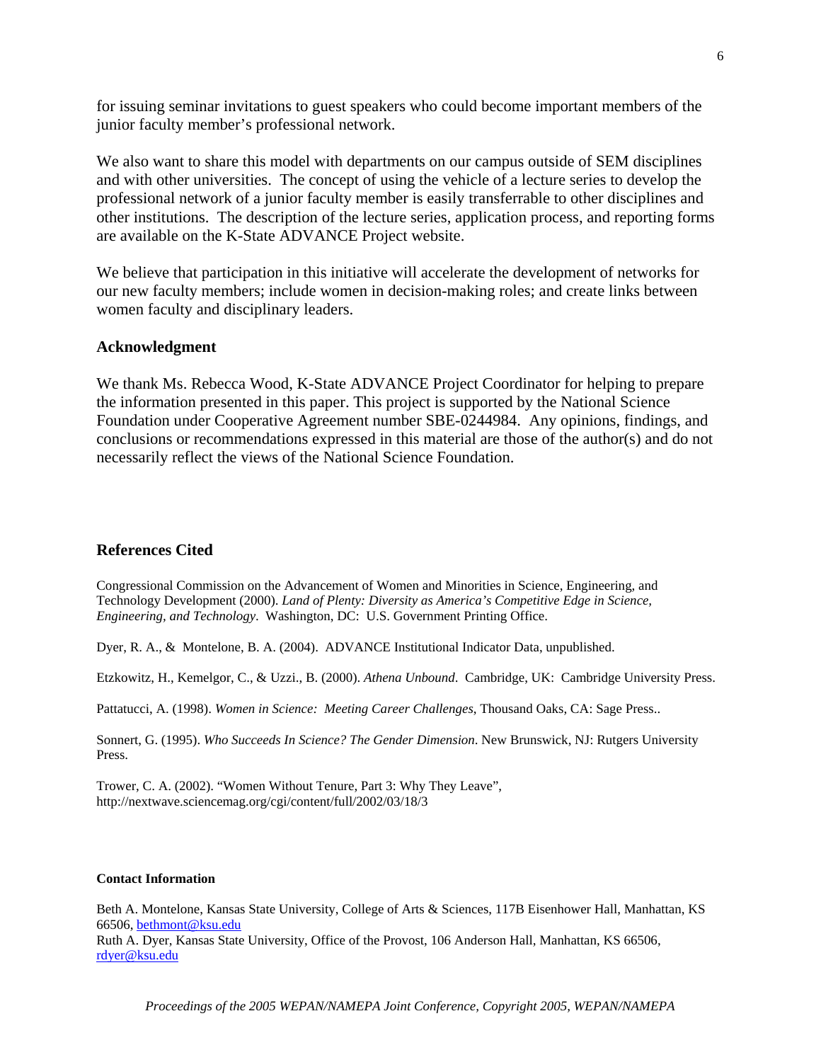for issuing seminar invitations to guest speakers who could become important members of the junior faculty member's professional network.

We also want to share this model with departments on our campus outside of SEM disciplines and with other universities. The concept of using the vehicle of a lecture series to develop the professional network of a junior faculty member is easily transferrable to other disciplines and other institutions. The description of the lecture series, application process, and reporting forms are available on the K-State ADVANCE Project website.

We believe that participation in this initiative will accelerate the development of networks for our new faculty members; include women in decision-making roles; and create links between women faculty and disciplinary leaders.

## Acknowledgment

We thank Ms. Rebecca Wood, K-State ADVANCE Project Coordinator for helping to prepare the information presented in this paper. This project is supported by the National Science Foundation under Cooperative Agreement number SBE-0244984. Any opinions, findings, and conclusions or recommendations expressed in this material are those of the author(s) and do not necessarily reflect the views of the National Science Foundation.

## References Cited

Congressional Commission on the Advancement of Women and Minorities in Science, Engineering, and Technology Development (2000). *Land of Plenty: Diversity as America's Competitive Edge in Science, Engineering, and Technology*. Washington, DC: U.S. Government Printing Office.

Dyer, R. A., & Montelone, B. A. (2004). ADVANCE Institutional Indicator Data, unpublished.

Etzkowitz, H., Kemelgor, C., & Uzzi., B. (2000). *Athena Unbound*. Cambridge, UK: Cambridge University Press.

Pattatucci, A. (1998). *Women in Science: Meeting Career Challenges*, Thousand Oaks, CA: Sage Press..

Sonnert, G. (1995). *Who Succeeds In Science? The Gender Dimension*. New Brunswick, NJ: Rutgers University Press.

Trower, C. A. (2002). "Women Without Tenure, Part 3: Why They Leave", http://nextwave.sciencemag.org/cgi/content/full/2002/03/18/3

#### Contact Information

Beth A. Montelone, Kansas State University, College of Arts & Sciences, 117B Eisenhower Hall, Manhattan, KS 66506, bethmont@ksu.edu
Ruth A. Dyer, Kansas State University, Office of the Provost, 106 Anderson Hall, Manhattan, KS 66506, rdyer@ksu.edu